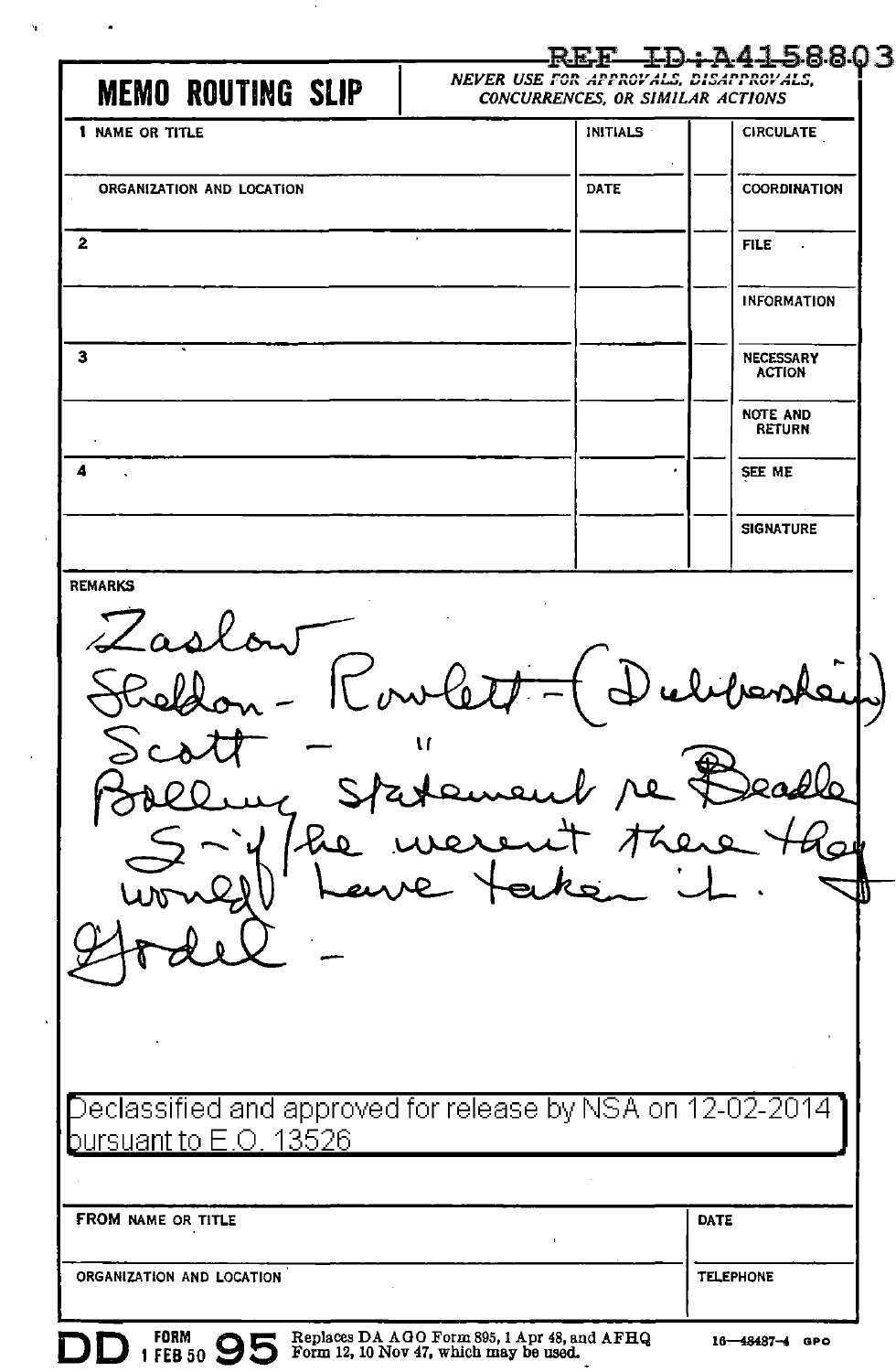REF ID:A4158803

**MEMO ROUTING SLIP**

*NEVER USE FOR APPROVALS, DISAPPROVALS, CONCURRENCES, OR SIMILAR ACTIONS*

| 1 NAME OR TITLE | INITIALS | | CIRCULATE |
|---|---|---|---|
| ORGANIZATION AND LOCATION | DATE | | COORDINATION |
| 2 | | | FILE |
| | | | INFORMATION |
| 3 | | | NECESSARY ACTION |
| | | | NOTE AND RETURN |
| 4 | | | SEE ME |
| | | | SIGNATURE |

REMARKS

Zaslow
Sheldon - Rowlett - (Dubberstein)
Scott - "
Bolling statement re Beadle
S - if he weren't there they would have taken it.
Godel -

Declassified and approved for release by NSA on 12-02-2014 pursuant to E.O. 13526

| FROM NAME OR TITLE | DATE |
|---|---|
| ORGANIZATION AND LOCATION | TELEPHONE |

DD FORM 1 FEB 50 95 Replaces DA AGO Form 895, 1 Apr 48, and AFHQ Form 12, 10 Nov 47, which may be used. 16—48487-4 GPO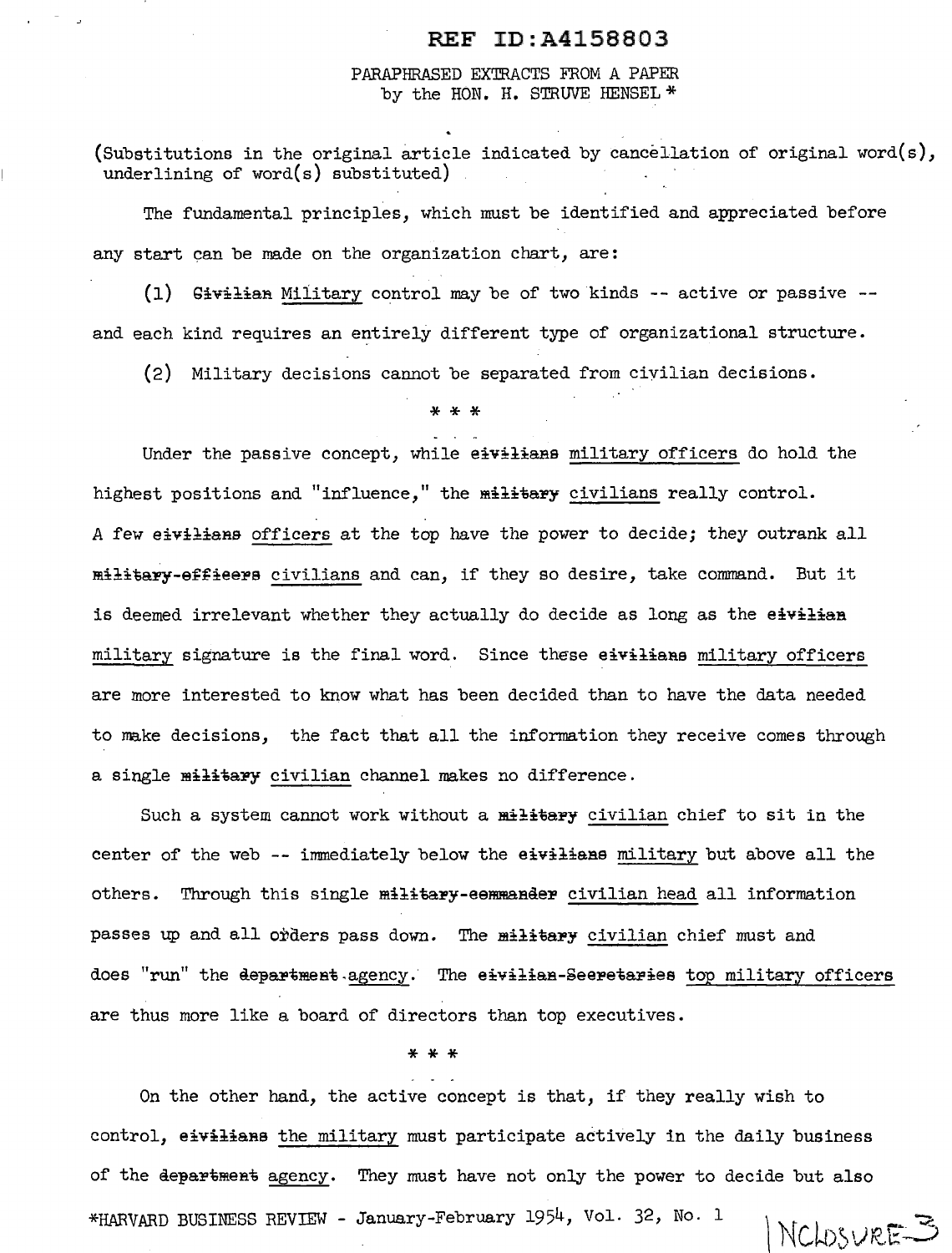REF ID:A4158803

PARAPHRASED EXTRACTS FROM A PAPER
by the HON. H. STRUVE HENSEL *

(Substitutions in the original article indicated by cancellation of original word(s), underlining of word(s) substituted)

The fundamental principles, which must be identified and appreciated before any start can be made on the organization chart, are:

(1) ~~Civilian~~ <u>Military</u> control may be of two kinds -- active or passive -- and each kind requires an entirely different type of organizational structure.

(2) Military decisions cannot be separated from civilian decisions.

\* \* \*

Under the passive concept, while ~~civilians~~ <u>military officers</u> do hold the highest positions and "influence," the ~~military~~ <u>civilians</u> really control. A few ~~civilians~~ <u>officers</u> at the top have the power to decide; they outrank all ~~military-officers~~ <u>civilians</u> and can, if they so desire, take command. But it is deemed irrelevant whether they actually do decide as long as the ~~civilian~~ <u>military</u> signature is the final word. Since these ~~civilians~~ <u>military officers</u> are more interested to know what has been decided than to have the data needed to make decisions, the fact that all the information they receive comes through a single ~~military~~ <u>civilian</u> channel makes no difference.

Such a system cannot work without a ~~military~~ <u>civilian</u> chief to sit in the center of the web -- immediately below the ~~civilians~~ <u>military</u> but above all the others. Through this single ~~military-commander~~ <u>civilian head</u> all information passes up and all orders pass down. The ~~military~~ <u>civilian</u> chief must and does "run" the ~~department~~ <u>agency</u>. The ~~civilian-Secretaries~~ <u>top military officers</u> are thus more like a board of directors than top executives.

\* \* \*

On the other hand, the active concept is that, if they really wish to control, ~~civilians~~ <u>the military</u> must participate actively in the daily business of the ~~department~~ <u>agency</u>. They must have not only the power to decide but also

*HARVARD BUSINESS REVIEW - January-February 1954, Vol. 32, No. 1

INCLOSURE 3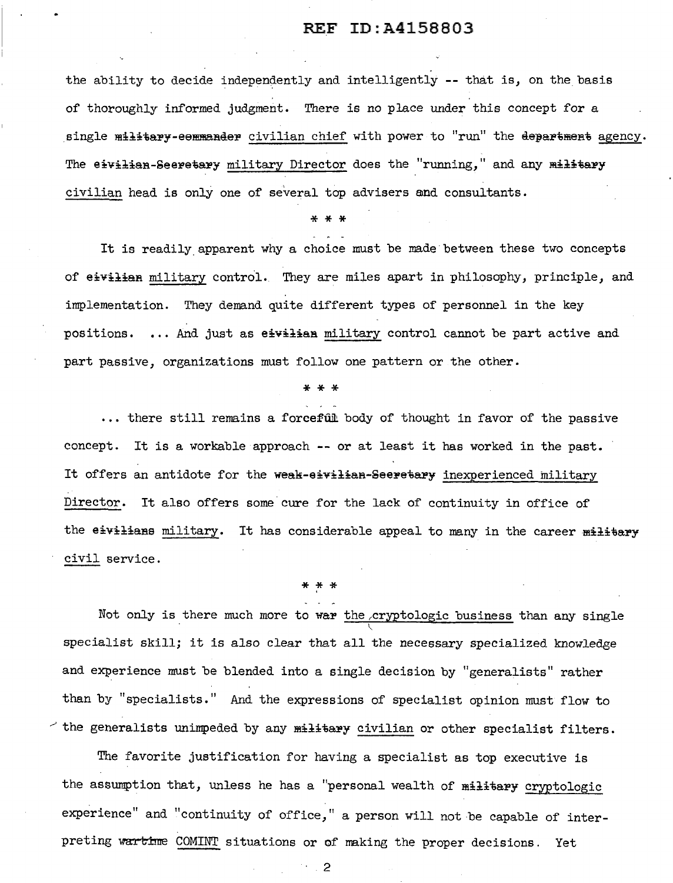the ability to decide independently and intelligently -- that is, on the basis of thoroughly informed judgment. There is no place under this concept for a single ~~military-commander~~ civilian chief with power to "run" the ~~department~~ agency. The ~~civilian-Secretary~~ military Director does the "running," and any ~~military~~ civilian head is only one of several top advisers and consultants.

\* \* \*

It is readily apparent why a choice must be made between these two concepts of ~~civilian~~ military control. They are miles apart in philosophy, principle, and implementation. They demand quite different types of personnel in the key positions. ... And just as ~~civilian~~ military control cannot be part active and part passive, organizations must follow one pattern or the other.

\* \* \*

... there still remains a forceful body of thought in favor of the passive concept. It is a workable approach -- or at least it has worked in the past. It offers an antidote for the ~~weak-civilian-Secretary~~ inexperienced military Director. It also offers some cure for the lack of continuity in office of the ~~civilians~~ military. It has considerable appeal to many in the career ~~military~~ civil service.

\* \* \*

Not only is there much more to ~~war~~ the cryptologic business than any single specialist skill; it is also clear that all the necessary specialized knowledge and experience must be blended into a single decision by "generalists" rather than by "specialists." And the expressions of specialist opinion must flow to the generalists unimpeded by any ~~military~~ civilian or other specialist filters.

The favorite justification for having a specialist as top executive is the assumption that, unless he has a "personal wealth of ~~military~~ cryptologic experience" and "continuity of office," a person will not be capable of interpreting ~~wartime~~ COMINT situations or of making the proper decisions. Yet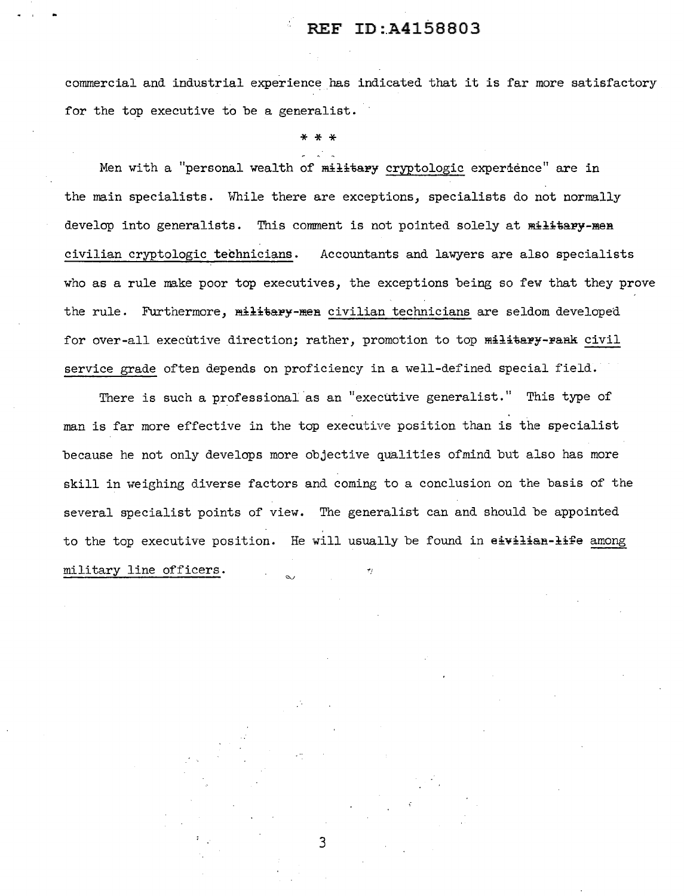commercial and industrial experience has indicated that it is far more satisfactory for the top executive to be a generalist.

\* \* \*

Men with a "personal wealth of ~~military~~ cryptologic experience" are in the main specialists. While there are exceptions, specialists do not normally develop into generalists. This comment is not pointed solely at ~~military-men~~ civilian cryptologic technicians. Accountants and lawyers are also specialists who as a rule make poor top executives, the exceptions being so few that they prove the rule. Furthermore, ~~military-men~~ civilian technicians are seldom developed for over-all executive direction; rather, promotion to top ~~military-rank~~ civil service grade often depends on proficiency in a well-defined special field.

There is such a professional as an "executive generalist." This type of man is far more effective in the top executive position than is the specialist because he not only develops more objective qualities ofmind but also has more skill in weighing diverse factors and coming to a conclusion on the basis of the several specialist points of view. The generalist can and should be appointed to the top executive position. He will usually be found in ~~civilian-life~~ among military line officers.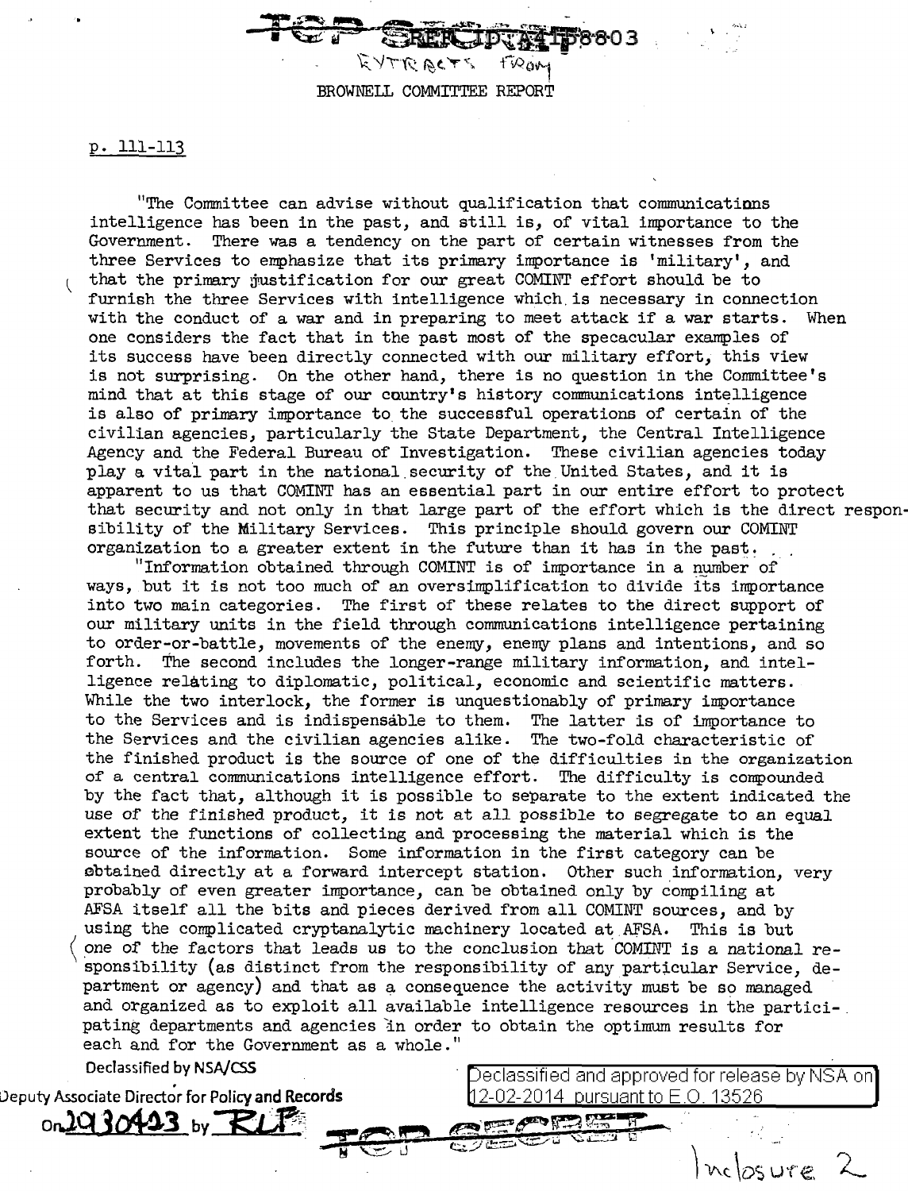TOP SECRET REF ID:A4158803

EXTRACTS FROM

BROWNELL COMMITTEE REPORT

p. 111-113

"The Committee can advise without qualification that communications intelligence has been in the past, and still is, of vital importance to the Government. There was a tendency on the part of certain witnesses from the three Services to emphasize that its primary importance is 'military', and that the primary justification for our great COMINT effort should be to furnish the three Services with intelligence which is necessary in connection with the conduct of a war and in preparing to meet attack if a war starts. When one considers the fact that in the past most of the specacular examples of its success have been directly connected with our military effort, this view is not surprising. On the other hand, there is no question in the Committee's mind that at this stage of our country's history communications intelligence is also of primary importance to the successful operations of certain of the civilian agencies, particularly the State Department, the Central Intelligence Agency and the Federal Bureau of Investigation. These civilian agencies today play a vital part in the national security of the United States, and it is apparent to us that COMINT has an essential part in our entire effort to protect that security and not only in that large part of the effort which is the direct responsibility of the Military Services. This principle should govern our COMINT organization to a greater extent in the future than it has in the past. . .

"Information obtained through COMINT is of importance in a number of ways, but it is not too much of an oversimplification to divide its importance into two main categories. The first of these relates to the direct support of our military units in the field through communications intelligence pertaining to order-or-battle, movements of the enemy, enemy plans and intentions, and so forth. The second includes the longer-range military information, and intelligence relating to diplomatic, political, economic and scientific matters. While the two interlock, the former is unquestionably of primary importance to the Services and is indispensable to them. The latter is of importance to the Services and the civilian agencies alike. The two-fold characteristic of the finished product is the source of one of the difficulties in the organization of a central communications intelligence effort. The difficulty is compounded by the fact that, although it is possible to separate to the extent indicated the use of the finished product, it is not at all possible to segregate to an equal extent the functions of collecting and processing the material which is the source of the information. Some information in the first category can be obtained directly at a forward intercept station. Other such information, very probably of even greater importance, can be obtained only by compiling at AFSA itself all the bits and pieces derived from all COMINT sources, and by using the complicated cryptanalytic machinery located at AFSA. This is but one of the factors that leads us to the conclusion that COMINT is a national responsibility (as distinct from the responsibility of any particular Service, department or agency) and that as a consequence the activity must be so managed and organized as to exploit all available intelligence resources in the participating departments and agencies in order to obtain the optimum results for each and for the Government as a whole."

Declassified by NSA/CSS
Deputy Associate Director for Policy and Records
On 20130423 by RLF

Declassified and approved for release by NSA on 12-02-2014 pursuant to E.O. 13526

TOP SECRET

Inclosure 2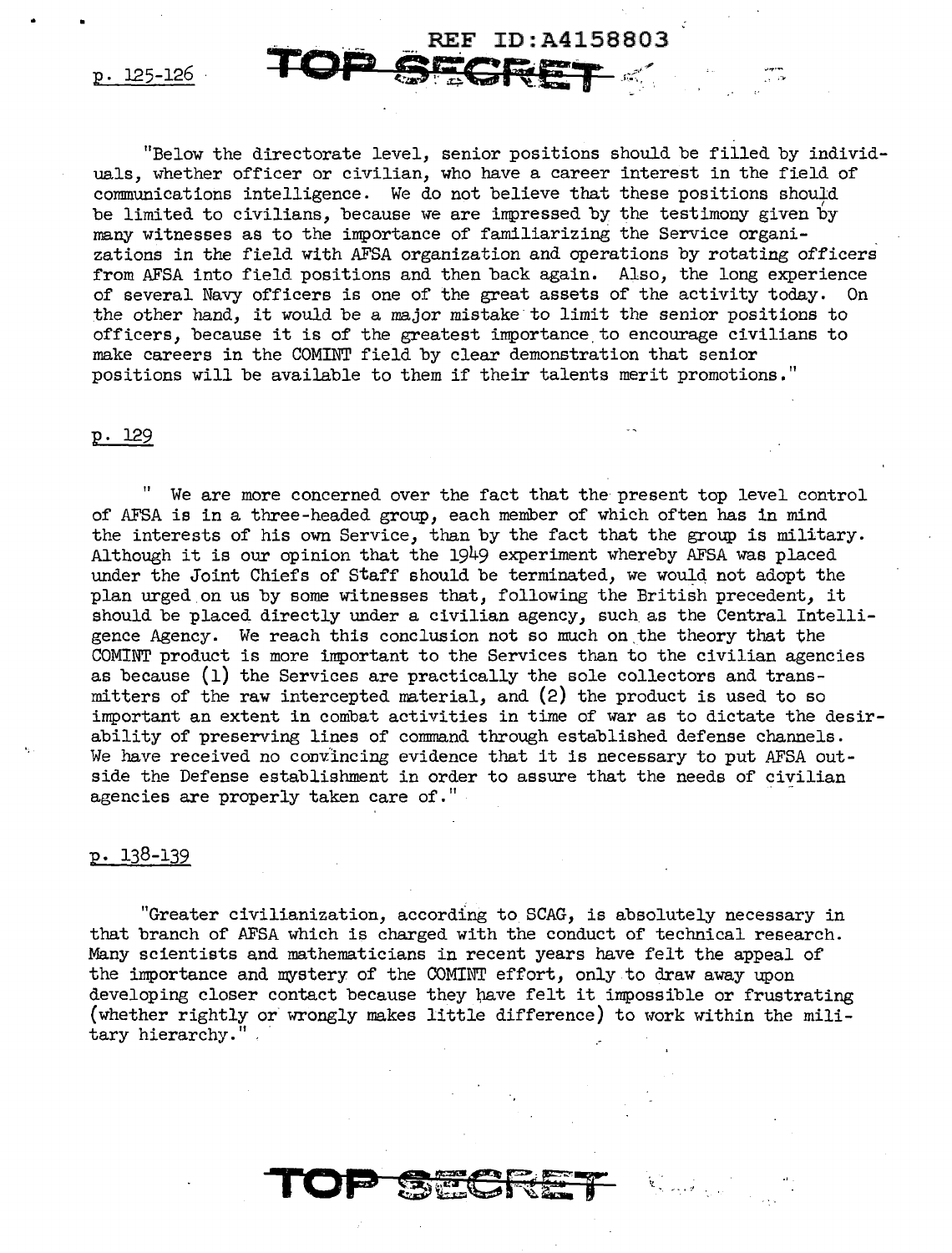p. 125-126

"Below the directorate level, senior positions should be filled by individuals, whether officer or civilian, who have a career interest in the field of communications intelligence. We do not believe that these positions should be limited to civilians, because we are impressed by the testimony given by many witnesses as to the importance of familiarizing the Service organizations in the field with AFSA organization and operations by rotating officers from AFSA into field positions and then back again. Also, the long experience of several Navy officers is one of the great assets of the activity today. On the other hand, it would be a major mistake to limit the senior positions to officers, because it is of the greatest importance to encourage civilians to make careers in the COMINT field by clear demonstration that senior positions will be available to them if their talents merit promotions."

p. 129

" We are more concerned over the fact that the present top level control of AFSA is in a three-headed group, each member of which often has in mind the interests of his own Service, than by the fact that the group is military. Although it is our opinion that the 1949 experiment whereby AFSA was placed under the Joint Chiefs of Staff should be terminated, we would not adopt the plan urged on us by some witnesses that, following the British precedent, it should be placed directly under a civilian agency, such as the Central Intelligence Agency. We reach this conclusion not so much on the theory that the COMINT product is more important to the Services than to the civilian agencies as because (1) the Services are practically the sole collectors and transmitters of the raw intercepted material, and (2) the product is used to so important an extent in combat activities in time of war as to dictate the desirability of preserving lines of command through established defense channels. We have received no convincing evidence that it is necessary to put AFSA outside the Defense establishment in order to assure that the needs of civilian agencies are properly taken care of."

p. 138-139

"Greater civilianization, according to SCAG, is absolutely necessary in that branch of AFSA which is charged with the conduct of technical research. Many scientists and mathematicians in recent years have felt the appeal of the importance and mystery of the COMINT effort, only to draw away upon developing closer contact because they have felt it impossible or frustrating (whether rightly or wrongly makes little difference) to work within the military hierarchy."